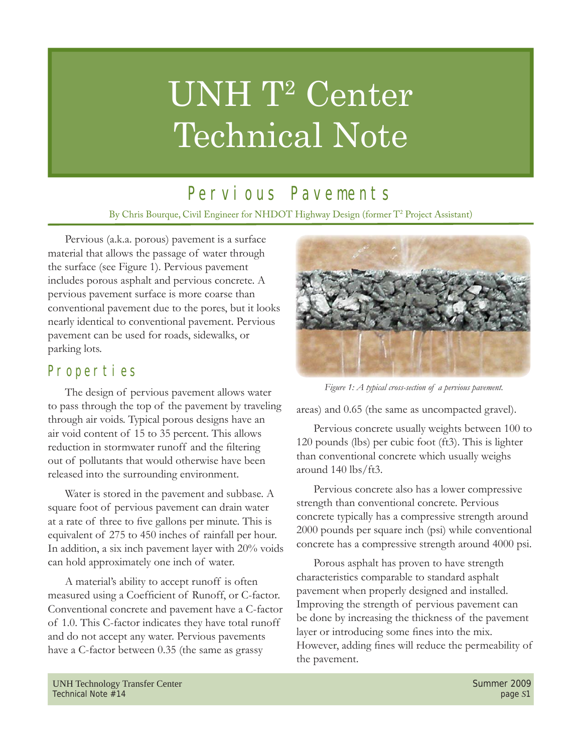# UNH T² Center Technical Note

## Pervious Pavements

By Chris Bourque, Civil Engineer for NHDOT Highway Design (former T² Project Assistant)

Pervious (a.k.a. porous) pavement is a surface material that allows the passage of water through the surface (see Figure 1). Pervious pavement includes porous asphalt and pervious concrete. A pervious pavement surface is more coarse than conventional pavement due to the pores, but it looks nearly identical to conventional pavement. Pervious pavement can be used for roads, sidewalks, or parking lots.

*Figure 1: A typical cross-section of a pervious pavement.*

### Properties

The design of pervious pavement allows water to pass through the top of the pavement by traveling through air voids. Typical porous designs have an air void content of 15 to 35 percent. This allows reduction in stormwater runoff and the filtering out of pollutants that would otherwise have been released into the surrounding environment.

Water is stored in the pavement and subbase. A square foot of pervious pavement can drain water at a rate of three to five gallons per minute. This is equivalent of 275 to 450 inches of rainfall per hour. In addition, a six inch pavement layer with 20% voids can hold approximately one inch of water.

A material's ability to accept runoff is often measured using a Coefficient of Runoff, or C-factor. Conventional concrete and pavement have a C-factor of 1.0. This C-factor indicates they have total runoff and do not accept any water. Pervious pavements have a C-factor between 0.35 (the same as grassy areas) and 0.65 (the same as uncompacted gravel).

Pervious concrete usually weights between 100 to 120 pounds (lbs) per cubic foot (ft3). This is lighter than conventional concrete which usually weighs around 140 lbs/ft3.

Pervious concrete also has a lower compressive strength than conventional concrete. Pervious concrete typically has a compressive strength around 2000 pounds per square inch (psi) while conventional concrete has a compressive strength around 4000 psi.

Porous asphalt has proven to have strength characteristics comparable to standard asphalt pavement when properly designed and installed. Improving the strength of pervious pavement can be done by increasing the thickness of the pavement layer or introducing some fines into the mix. However, adding fines will reduce the permeability of the pavement.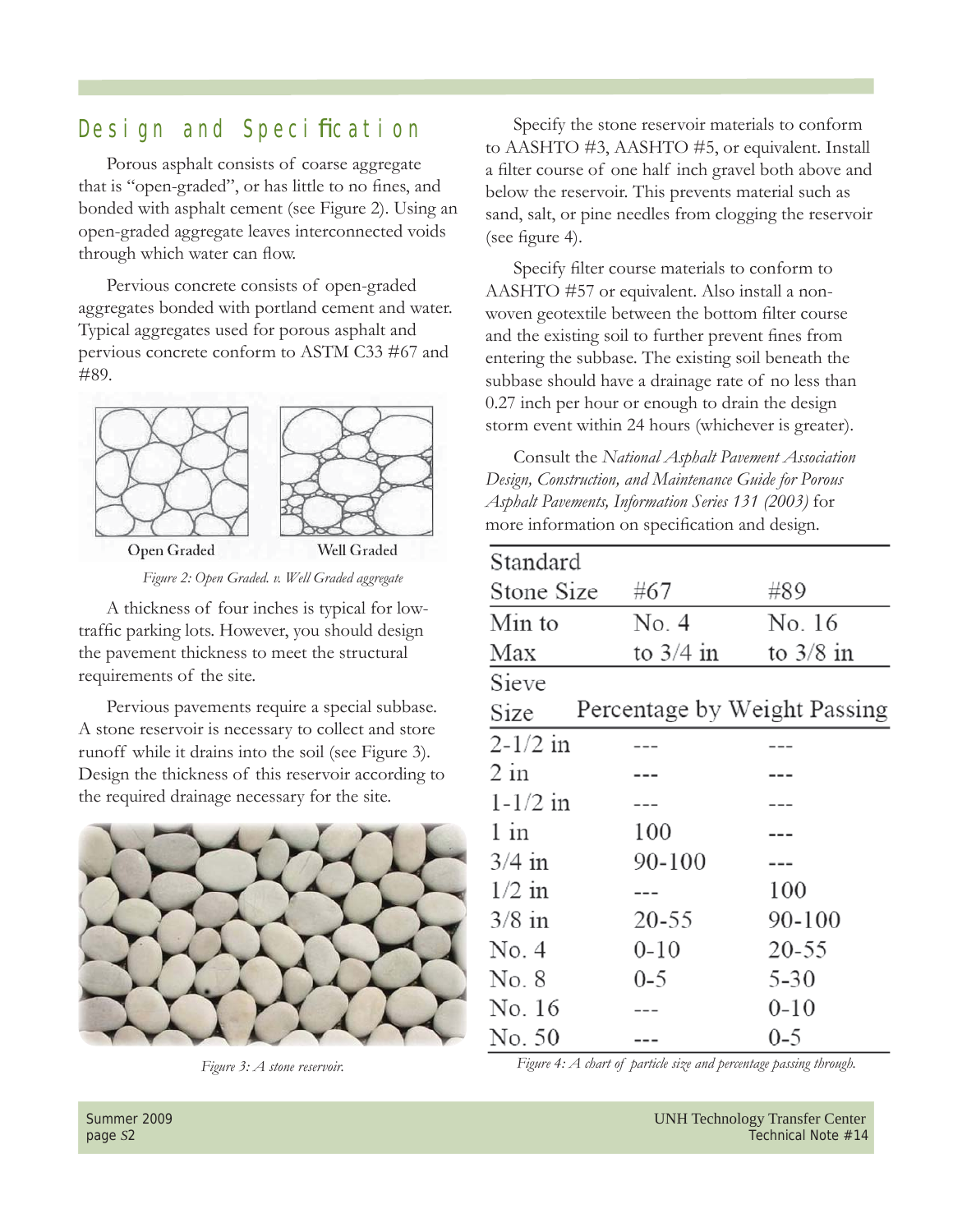## Design and Specification

Porous asphalt consists of coarse aggregate that is "open-graded", or has little to no fines, and bonded with asphalt cement (see Figure 2). Using an open-graded aggregate leaves interconnected voids through which water can flow.

Pervious concrete consists of open-graded aggregates bonded with portland cement and water. Typical aggregates used for porous asphalt and pervious concrete conform to ASTM C33 #67 and #89.

Open Graded    Well Graded

*Figure 2: Open Graded. v. Well Graded aggregate*

A thickness of four inches is typical for low-traffic parking lots. However, you should design the pavement thickness to meet the structural requirements of the site.

Pervious pavements require a special subbase. A stone reservoir is necessary to collect and store runoff while it drains into the soil (see Figure 3). Design the thickness of this reservoir according to the required drainage necessary for the site.

*Figure 3: A stone reservoir.*

Specify the stone reservoir materials to conform to AASHTO #3, AASHTO #5, or equivalent. Install a filter course of one half inch gravel both above and below the reservoir. This prevents material such as sand, salt, or pine needles from clogging the reservoir (see figure 4).

Specify filter course materials to conform to AASHTO #57 or equivalent. Also install a non-woven geotextile between the bottom filter course and the existing soil to further prevent fines from entering the subbase. The existing soil beneath the subbase should have a drainage rate of no less than 0.27 inch per hour or enough to drain the design storm event within 24 hours (whichever is greater).

Consult the *National Asphalt Pavement Association Design, Construction, and Maintenance Guide for Porous Asphalt Pavements, Information Series 131 (2003)* for more information on specification and design.

| Standard Stone Size | #67 | #89 |
|---|---|---|
| Min to Max | No. 4 to 3/4 in | No. 16 to 3/8 in |
| Sieve Size | Percentage by Weight Passing | |
| 2-1/2 in | --- | --- |
| 2 in | --- | --- |
| 1-1/2 in | --- | --- |
| 1 in | 100 | --- |
| 3/4 in | 90-100 | --- |
| 1/2 in | --- | 100 |
| 3/8 in | 20-55 | 90-100 |
| No. 4 | 0-10 | 20-55 |
| No. 8 | 0-5 | 5-30 |
| No. 16 | --- | 0-10 |
| No. 50 | --- | 0-5 |

*Figure 4: A chart of particle size and percentage passing through.*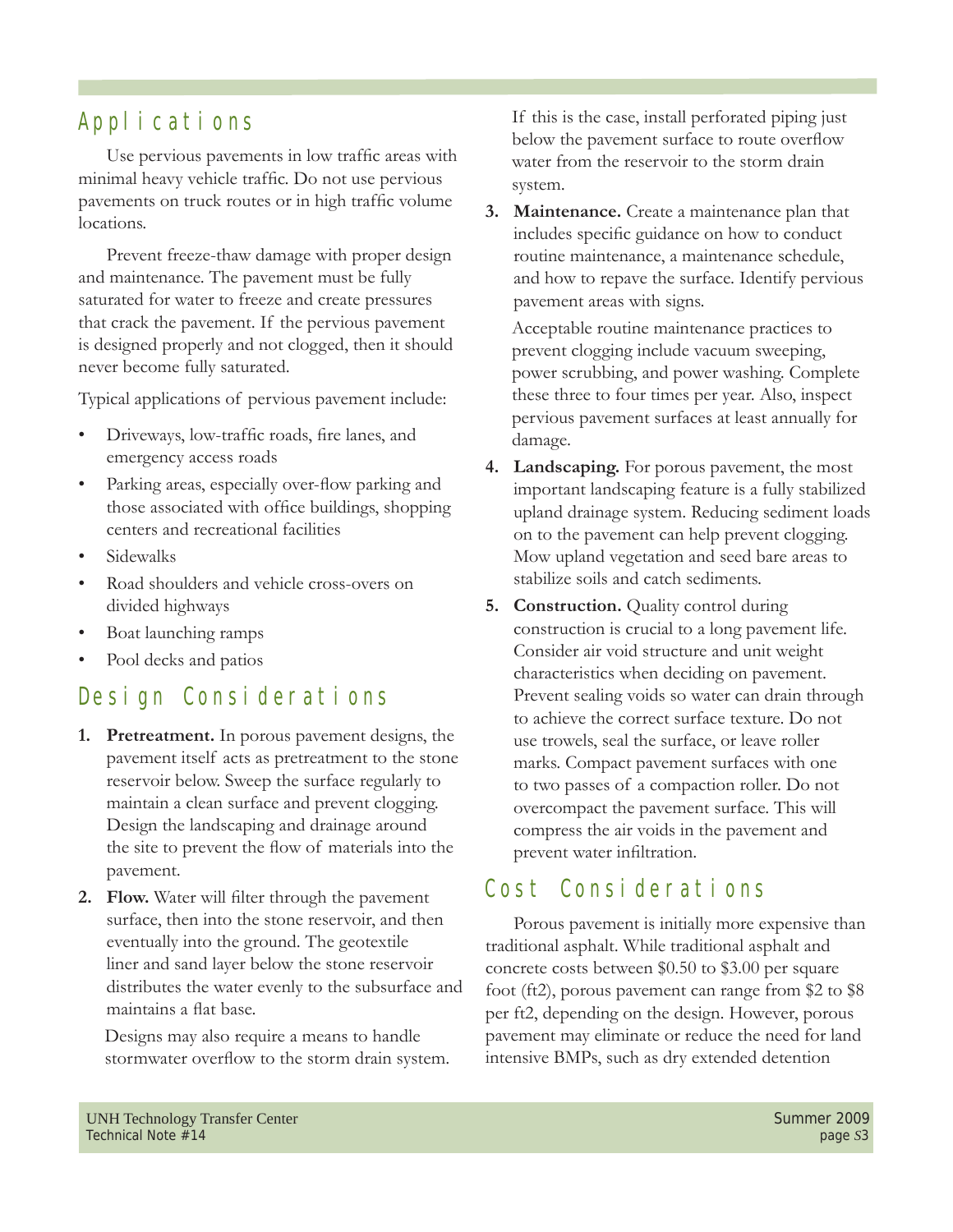## Applications

Use pervious pavements in low traffic areas with minimal heavy vehicle traffic. Do not use pervious pavements on truck routes or in high traffic volume locations.

Prevent freeze-thaw damage with proper design and maintenance. The pavement must be fully saturated for water to freeze and create pressures that crack the pavement. If the pervious pavement is designed properly and not clogged, then it should never become fully saturated.

Typical applications of pervious pavement include:

- Driveways, low-traffic roads, fire lanes, and emergency access roads
- Parking areas, especially over-flow parking and those associated with office buildings, shopping centers and recreational facilities
- Sidewalks
- Road shoulders and vehicle cross-overs on divided highways
- Boat launching ramps
- Pool decks and patios

## Design Considerations

1. **Pretreatment.** In porous pavement designs, the pavement itself acts as pretreatment to the stone reservoir below. Sweep the surface regularly to maintain a clean surface and prevent clogging. Design the landscaping and drainage around the site to prevent the flow of materials into the pavement.

2. **Flow.** Water will filter through the pavement surface, then into the stone reservoir, and then eventually into the ground. The geotextile liner and sand layer below the stone reservoir distributes the water evenly to the subsurface and maintains a flat base.

   Designs may also require a means to handle stormwater overflow to the storm drain system. If this is the case, install perforated piping just below the pavement surface to route overflow water from the reservoir to the storm drain system.

3. **Maintenance.** Create a maintenance plan that includes specific guidance on how to conduct routine maintenance, a maintenance schedule, and how to repave the surface. Identify pervious pavement areas with signs.

   Acceptable routine maintenance practices to prevent clogging include vacuum sweeping, power scrubbing, and power washing. Complete these three to four times per year. Also, inspect pervious pavement surfaces at least annually for damage.

4. **Landscaping.** For porous pavement, the most important landscaping feature is a fully stabilized upland drainage system. Reducing sediment loads on to the pavement can help prevent clogging. Mow upland vegetation and seed bare areas to stabilize soils and catch sediments.

5. **Construction.** Quality control during construction is crucial to a long pavement life. Consider air void structure and unit weight characteristics when deciding on pavement. Prevent sealing voids so water can drain through to achieve the correct surface texture. Do not use trowels, seal the surface, or leave roller marks. Compact pavement surfaces with one to two passes of a compaction roller. Do not overcompact the pavement surface. This will compress the air voids in the pavement and prevent water infiltration.

## Cost Considerations

Porous pavement is initially more expensive than traditional asphalt. While traditional asphalt and concrete costs between $0.50 to $3.00 per square foot (ft2), porous pavement can range from $2 to $8 per ft2, depending on the design. However, porous pavement may eliminate or reduce the need for land intensive BMPs, such as dry extended detention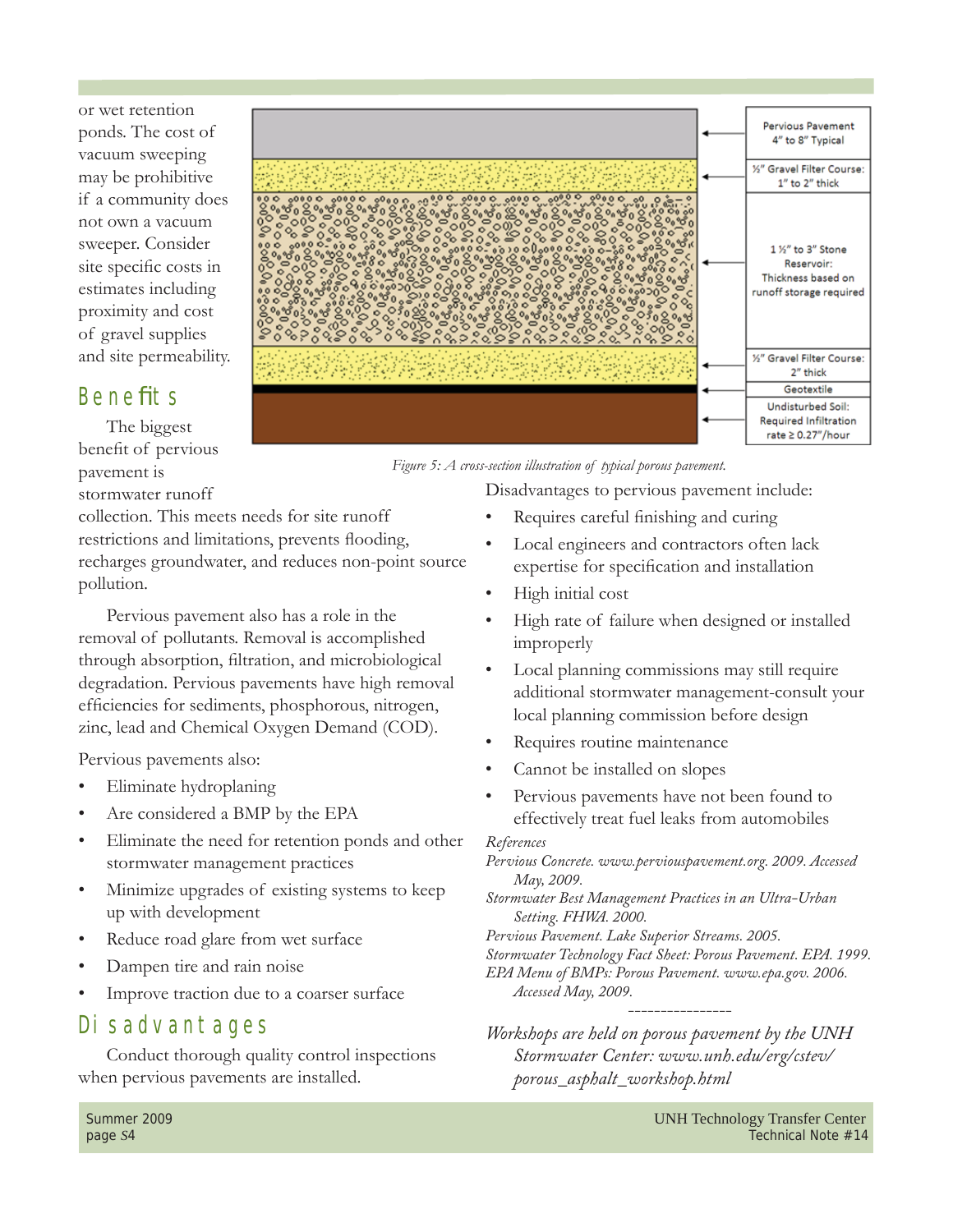or wet retention ponds. The cost of vacuum sweeping may be prohibitive if a community does not own a vacuum sweeper. Consider site specific costs in estimates including proximity and cost of gravel supplies and site permeability.

Pervious Pavement
4" to 8" Typical

½" Gravel Filter Course:
1" to 2" thick

1 ½" to 3" Stone
Reservoir:
Thickness based on
runoff storage required

½" Gravel Filter Course:
2" thick

Geotextile

Undisturbed Soil:
Required Infiltration
rate ≥ 0.27"/hour

*Figure 5: A cross-section illustration of typical porous pavement.*

## Benefits

The biggest benefit of pervious pavement is stormwater runoff collection. This meets needs for site runoff restrictions and limitations, prevents flooding, recharges groundwater, and reduces non-point source pollution.

Pervious pavement also has a role in the removal of pollutants. Removal is accomplished through absorption, filtration, and microbiological degradation. Pervious pavements have high removal efficiencies for sediments, phosphorous, nitrogen, zinc, lead and Chemical Oxygen Demand (COD).

Pervious pavements also:

- Eliminate hydroplaning
- Are considered a BMP by the EPA
- Eliminate the need for retention ponds and other stormwater management practices
- Minimize upgrades of existing systems to keep up with development
- Reduce road glare from wet surface
- Dampen tire and rain noise
- Improve traction due to a coarser surface

## Disadvantages

Conduct thorough quality control inspections when pervious pavements are installed.

Disadvantages to pervious pavement include:

- Requires careful finishing and curing
- Local engineers and contractors often lack expertise for specification and installation
- High initial cost
- High rate of failure when designed or installed improperly
- Local planning commissions may still require additional stormwater management-consult your local planning commission before design
- Requires routine maintenance
- Cannot be installed on slopes
- Pervious pavements have not been found to effectively treat fuel leaks from automobiles

*References*

*Pervious Concrete. www.perviouspavement.org. 2009. Accessed May, 2009.*

*Stormwater Best Management Practices in an Ultra-Urban Setting. FHWA. 2000.*

*Pervious Pavement. Lake Superior Streams. 2005.*

*Stormwater Technology Fact Sheet: Porous Pavement. EPA. 1999.*

*EPA Menu of BMPs: Porous Pavement. www.epa.gov. 2006. Accessed May, 2009.*

----------------

*Workshops are held on porous pavement by the UNH Stormwater Center: www.unh.edu/erg/cstev/porous_asphalt_workshop.html*